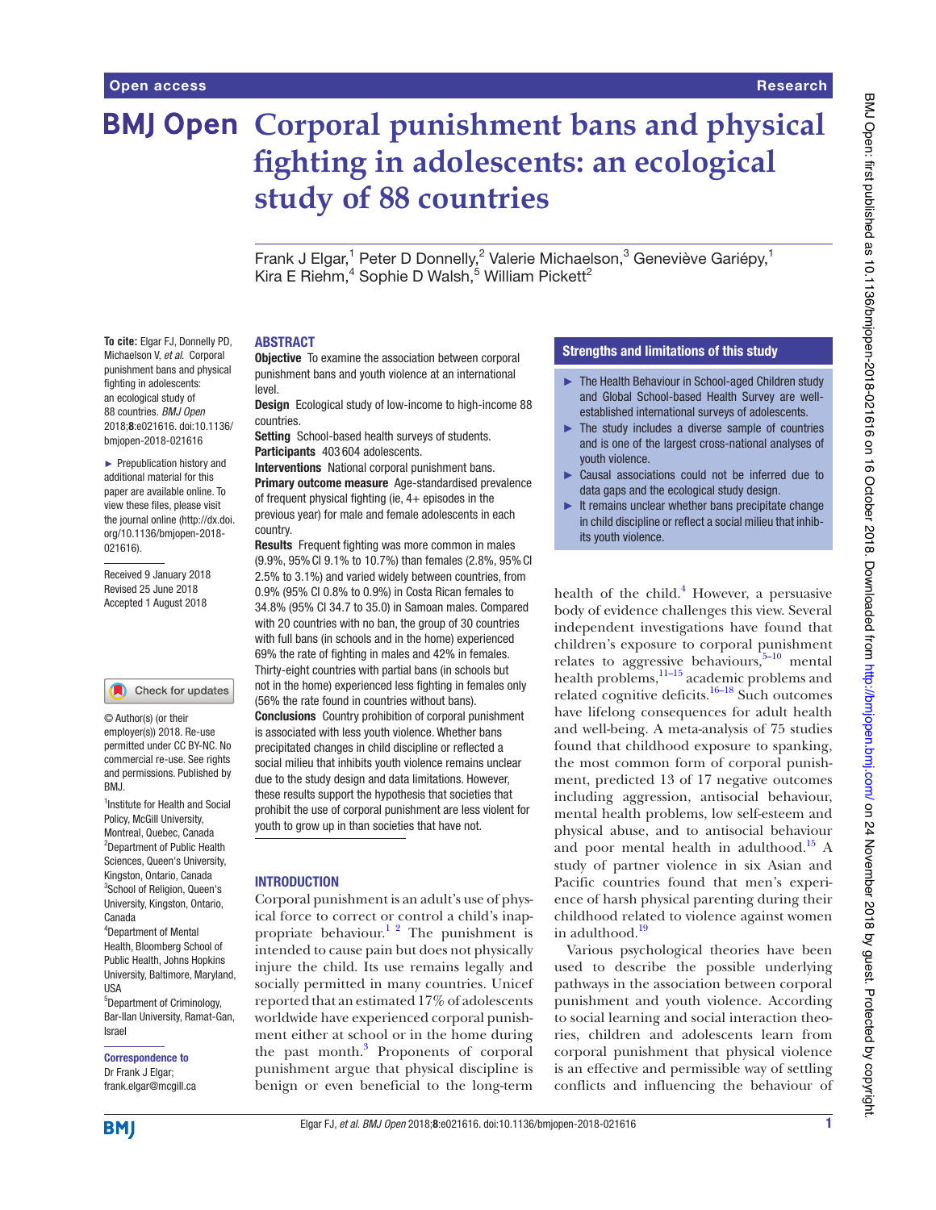# Corporal punishment bans and physical fighting in adolescents: an ecological study of 88 countries

Frank J Elgar,[1] Peter D Donnelly,[2] Valerie Michaelson,[3] Geneviève Gariépy,[1] Kira E Riehm,[4] Sophie D Walsh,[5] William Pickett[2]

**To cite:** Elgar FJ, Donnelly PD, Michaelson V, *et al*. Corporal punishment bans and physical fighting in adolescents: an ecological study of 88 countries. *BMJ Open* 2018;**8**:e021616. doi:10.1136/bmjopen-2018-021616

► Prepublication history and additional material for this paper are available online. To view these files, please visit the journal online (http://dx.doi.org/10.1136/bmjopen-2018-021616).

Received 9 January 2018
Revised 25 June 2018
Accepted 1 August 2018

© Author(s) (or their employer(s)) 2018. Re-use permitted under CC BY-NC. No commercial re-use. See rights and permissions. Published by BMJ.

[1]Institute for Health and Social Policy, McGill University, Montreal, Quebec, Canada
[2]Department of Public Health Sciences, Queen's University, Kingston, Ontario, Canada
[3]School of Religion, Queen's University, Kingston, Ontario, Canada
[4]Department of Mental Health, Bloomberg School of Public Health, Johns Hopkins University, Baltimore, Maryland, USA
[5]Department of Criminology, Bar-Ilan University, Ramat-Gan, Israel

**Correspondence to**
Dr Frank J Elgar;
frank.elgar@mcgill.ca

## ABSTRACT

**Objective** To examine the association between corporal punishment bans and youth violence at an international level.

**Design** Ecological study of low-income to high-income 88 countries.

**Setting** School-based health surveys of students.

**Participants** 403 604 adolescents.

**Interventions** National corporal punishment bans.

**Primary outcome measure** Age-standardised prevalence of frequent physical fighting (ie, 4+ episodes in the previous year) for male and female adolescents in each country.

**Results** Frequent fighting was more common in males (9.9%, 95% CI 9.1% to 10.7%) than females (2.8%, 95% CI 2.5% to 3.1%) and varied widely between countries, from 0.9% (95% CI 0.8% to 0.9%) in Costa Rican females to 34.8% (95% CI 34.7 to 35.0) in Samoan males. Compared with 20 countries with no ban, the group of 30 countries with full bans (in schools and in the home) experienced 69% the rate of fighting in males and 42% in females. Thirty-eight countries with partial bans (in schools but not in the home) experienced less fighting in females only (56% the rate found in countries without bans).

**Conclusions** Country prohibition of corporal punishment is associated with less youth violence. Whether bans precipitated changes in child discipline or reflected a social milieu that inhibits youth violence remains unclear due to the study design and data limitations. However, these results support the hypothesis that societies that prohibit the use of corporal punishment are less violent for youth to grow up in than societies that have not.

## Strengths and limitations of this study

- ► The Health Behaviour in School-aged Children study and Global School-based Health Survey are well-established international surveys of adolescents.
- ► The study includes a diverse sample of countries and is one of the largest cross-national analyses of youth violence.
- ► Causal associations could not be inferred due to data gaps and the ecological study design.
- ► It remains unclear whether bans precipitate change in child discipline or reflect a social milieu that inhibits youth violence.

## INTRODUCTION

Corporal punishment is an adult's use of physical force to correct or control a child's inappropriate behaviour.[1,2] The punishment is intended to cause pain but does not physically injure the child. Its use remains legally and socially permitted in many countries. Unicef reported that an estimated 17% of adolescents worldwide have experienced corporal punishment either at school or in the home during the past month.[3] Proponents of corporal punishment argue that physical discipline is benign or even beneficial to the long-term health of the child.[4] However, a persuasive body of evidence challenges this view. Several independent investigations have found that children's exposure to corporal punishment relates to aggressive behaviours,[5–10] mental health problems,[11–15] academic problems and related cognitive deficits.[16–18] Such outcomes have lifelong consequences for adult health and well-being. A meta-analysis of 75 studies found that childhood exposure to spanking, the most common form of corporal punishment, predicted 13 of 17 negative outcomes including aggression, antisocial behaviour, mental health problems, low self-esteem and physical abuse, and to antisocial behaviour and poor mental health in adulthood.[15] A study of partner violence in six Asian and Pacific countries found that men's experience of harsh physical parenting during their childhood related to violence against women in adulthood.[19]

Various psychological theories have been used to describe the possible underlying pathways in the association between corporal punishment and youth violence. According to social learning and social interaction theories, children and adolescents learn from corporal punishment that physical violence is an effective and permissible way of settling conflicts and influencing the behaviour of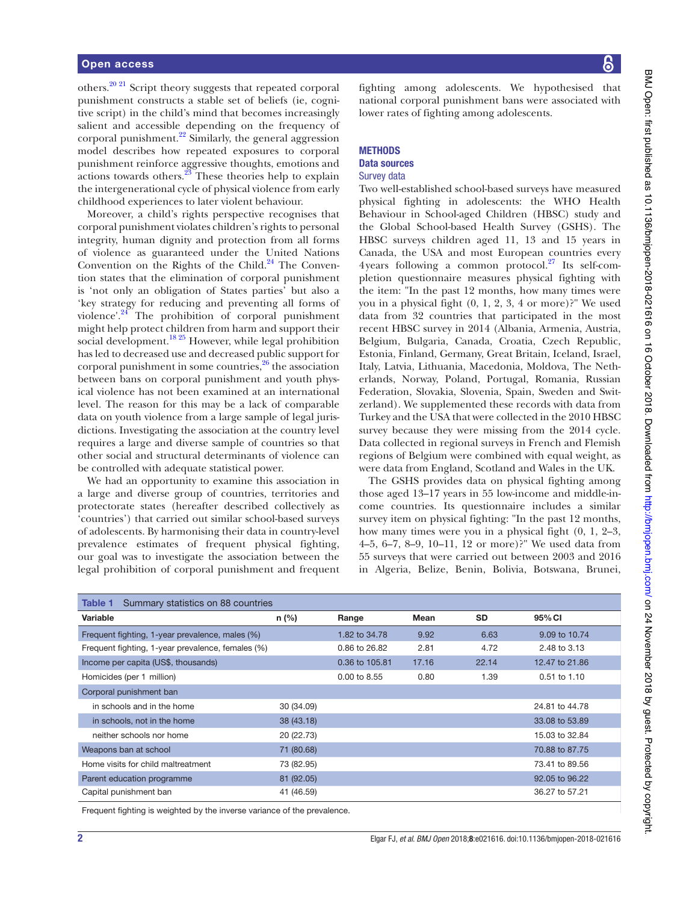others.[20,21] Script theory suggests that repeated corporal punishment constructs a stable set of beliefs (ie, cognitive script) in the child's mind that becomes increasingly salient and accessible depending on the frequency of corporal punishment.[22] Similarly, the general aggression model describes how repeated exposures to corporal punishment reinforce aggressive thoughts, emotions and actions towards others.[23] These theories help to explain the intergenerational cycle of physical violence from early childhood experiences to later violent behaviour.

Moreover, a child's rights perspective recognises that corporal punishment violates children's rights to personal integrity, human dignity and protection from all forms of violence as guaranteed under the United Nations Convention on the Rights of the Child.[24] The Convention states that the elimination of corporal punishment is 'not only an obligation of States parties' but also a 'key strategy for reducing and preventing all forms of violence'.[24] The prohibition of corporal punishment might help protect children from harm and support their social development.[18,25] However, while legal prohibition has led to decreased use and decreased public support for corporal punishment in some countries,[26] the association between bans on corporal punishment and youth physical violence has not been examined at an international level. The reason for this may be a lack of comparable data on youth violence from a large sample of legal jurisdictions. Investigating the association at the country level requires a large and diverse sample of countries so that other social and structural determinants of violence can be controlled with adequate statistical power.

We had an opportunity to examine this association in a large and diverse group of countries, territories and protectorate states (hereafter described collectively as 'countries') that carried out similar school-based surveys of adolescents. By harmonising their data in country-level prevalence estimates of frequent physical fighting, our goal was to investigate the association between the legal prohibition of corporal punishment and frequent fighting among adolescents. We hypothesised that national corporal punishment bans were associated with lower rates of fighting among adolescents.

## METHODS

### Data sources

#### Survey data

Two well-established school-based surveys have measured physical fighting in adolescents: the WHO Health Behaviour in School-aged Children (HBSC) study and the Global School-based Health Survey (GSHS). The HBSC surveys children aged 11, 13 and 15 years in Canada, the USA and most European countries every 4 years following a common protocol.[27] Its self-completion questionnaire measures physical fighting with the item: "In the past 12 months, how many times were you in a physical fight (0, 1, 2, 3, 4 or more)?" We used data from 32 countries that participated in the most recent HBSC survey in 2014 (Albania, Armenia, Austria, Belgium, Bulgaria, Canada, Croatia, Czech Republic, Estonia, Finland, Germany, Great Britain, Iceland, Israel, Italy, Latvia, Lithuania, Macedonia, Moldova, The Netherlands, Norway, Poland, Portugal, Romania, Russian Federation, Slovakia, Slovenia, Spain, Sweden and Switzerland). We supplemented these records with data from Turkey and the USA that were collected in the 2010 HBSC survey because they were missing from the 2014 cycle. Data collected in regional surveys in French and Flemish regions of Belgium were combined with equal weight, as were data from England, Scotland and Wales in the UK.

The GSHS provides data on physical fighting among those aged 13–17 years in 55 low-income and middle-income countries. Its questionnaire includes a similar survey item on physical fighting: "In the past 12 months, how many times were you in a physical fight (0, 1, 2–3, 4–5, 6–7, 8–9, 10–11, 12 or more)?" We used data from 55 surveys that were carried out between 2003 and 2016 in Algeria, Belize, Benin, Bolivia, Botswana, Brunei,

**Table 1** Summary statistics on 88 countries

| Variable | n (%) | Range | Mean | SD | 95% CI |
|---|---|---|---|---|---|
| Frequent fighting, 1-year prevalence, males (%) | | 1.82 to 34.78 | 9.92 | 6.63 | 9.09 to 10.74 |
| Frequent fighting, 1-year prevalence, females (%) | | 0.86 to 26.82 | 2.81 | 4.72 | 2.48 to 3.13 |
| Income per capita (US$, thousands) | | 0.36 to 105.81 | 17.16 | 22.14 | 12.47 to 21.86 |
| Homicides (per 1 million) | | 0.00 to 8.55 | 0.80 | 1.39 | 0.51 to 1.10 |
| Corporal punishment ban | | | | | |
| in schools and in the home | 30 (34.09) | | | | 24.81 to 44.78 |
| in schools, not in the home | 38 (43.18) | | | | 33.08 to 53.89 |
| neither schools nor home | 20 (22.73) | | | | 15.03 to 32.84 |
| Weapons ban at school | 71 (80.68) | | | | 70.88 to 87.75 |
| Home visits for child maltreatment | 73 (82.95) | | | | 73.41 to 89.56 |
| Parent education programme | 81 (92.05) | | | | 92.05 to 96.22 |
| Capital punishment ban | 41 (46.59) | | | | 36.27 to 57.21 |

Frequent fighting is weighted by the inverse variance of the prevalence.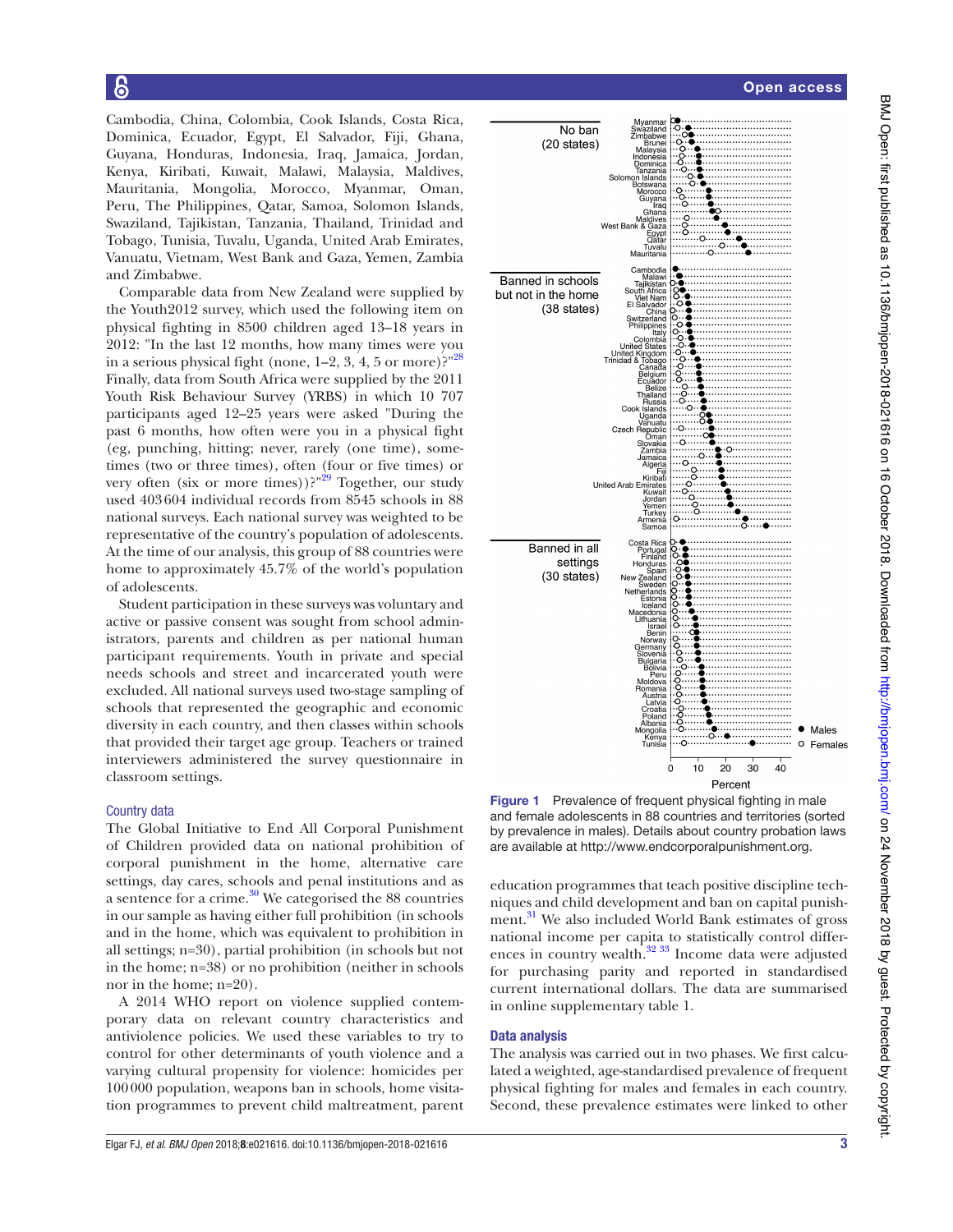Cambodia, China, Colombia, Cook Islands, Costa Rica, Dominica, Ecuador, Egypt, El Salvador, Fiji, Ghana, Guyana, Honduras, Indonesia, Iraq, Jamaica, Jordan, Kenya, Kiribati, Kuwait, Malawi, Malaysia, Maldives, Mauritania, Mongolia, Morocco, Myanmar, Oman, Peru, The Philippines, Qatar, Samoa, Solomon Islands, Swaziland, Tajikistan, Tanzania, Thailand, Trinidad and Tobago, Tunisia, Tuvalu, Uganda, United Arab Emirates, Vanuatu, Vietnam, West Bank and Gaza, Yemen, Zambia and Zimbabwe.

Comparable data from New Zealand were supplied by the Youth2012 survey, which used the following item on physical fighting in 8500 children aged 13–18 years in 2012: "In the last 12 months, how many times were you in a serious physical fight (none, 1–2, 3, 4, 5 or more)?"[28] Finally, data from South Africa were supplied by the 2011 Youth Risk Behaviour Survey (YRBS) in which 10 707 participants aged 12–25 years were asked "During the past 6 months, how often were you in a physical fight (eg, punching, hitting; never, rarely (one time), sometimes (two or three times), often (four or five times) or very often (six or more times))?"[29] Together, our study used 403 604 individual records from 8545 schools in 88 national surveys. Each national survey was weighted to be representative of the country's population of adolescents. At the time of our analysis, this group of 88 countries were home to approximately 45.7% of the world's population of adolescents.

Student participation in these surveys was voluntary and active or passive consent was sought from school administrators, parents and children as per national human participant requirements. Youth in private and special needs schools and street and incarcerated youth were excluded. All national surveys used two-stage sampling of schools that represented the geographic and economic diversity in each country, and then classes within schools that provided their target age group. Teachers or trained interviewers administered the survey questionnaire in classroom settings.

## Country data

The Global Initiative to End All Corporal Punishment of Children provided data on national prohibition of corporal punishment in the home, alternative care settings, day cares, schools and penal institutions and as a sentence for a crime.[30] We categorised the 88 countries in our sample as having either full prohibition (in schools and in the home, which was equivalent to prohibition in all settings; n=30), partial prohibition (in schools but not in the home; n=38) or no prohibition (neither in schools nor in the home; n=20).

A 2014 WHO report on violence supplied contemporary data on relevant country characteristics and antiviolence policies. We used these variables to try to control for other determinants of youth violence and a varying cultural propensity for violence: homicides per 100 000 population, weapons ban in schools, home visitation programmes to prevent child maltreatment, parent education programmes that teach positive discipline techniques and child development and ban on capital punishment.[31] We also included World Bank estimates of gross national income per capita to statistically control differences in country wealth.[32 33] Income data were adjusted for purchasing parity and reported in standardised current international dollars. The data are summarised in online supplementary table 1.

**Figure 1** Prevalence of frequent physical fighting in male and female adolescents in 88 countries and territories (sorted by prevalence in males). Details about country probation laws are available at http://www.endcorporalpunishment.org.

## Data analysis

The analysis was carried out in two phases. We first calculated a weighted, age-standardised prevalence of frequent physical fighting for males and females in each country. Second, these prevalence estimates were linked to other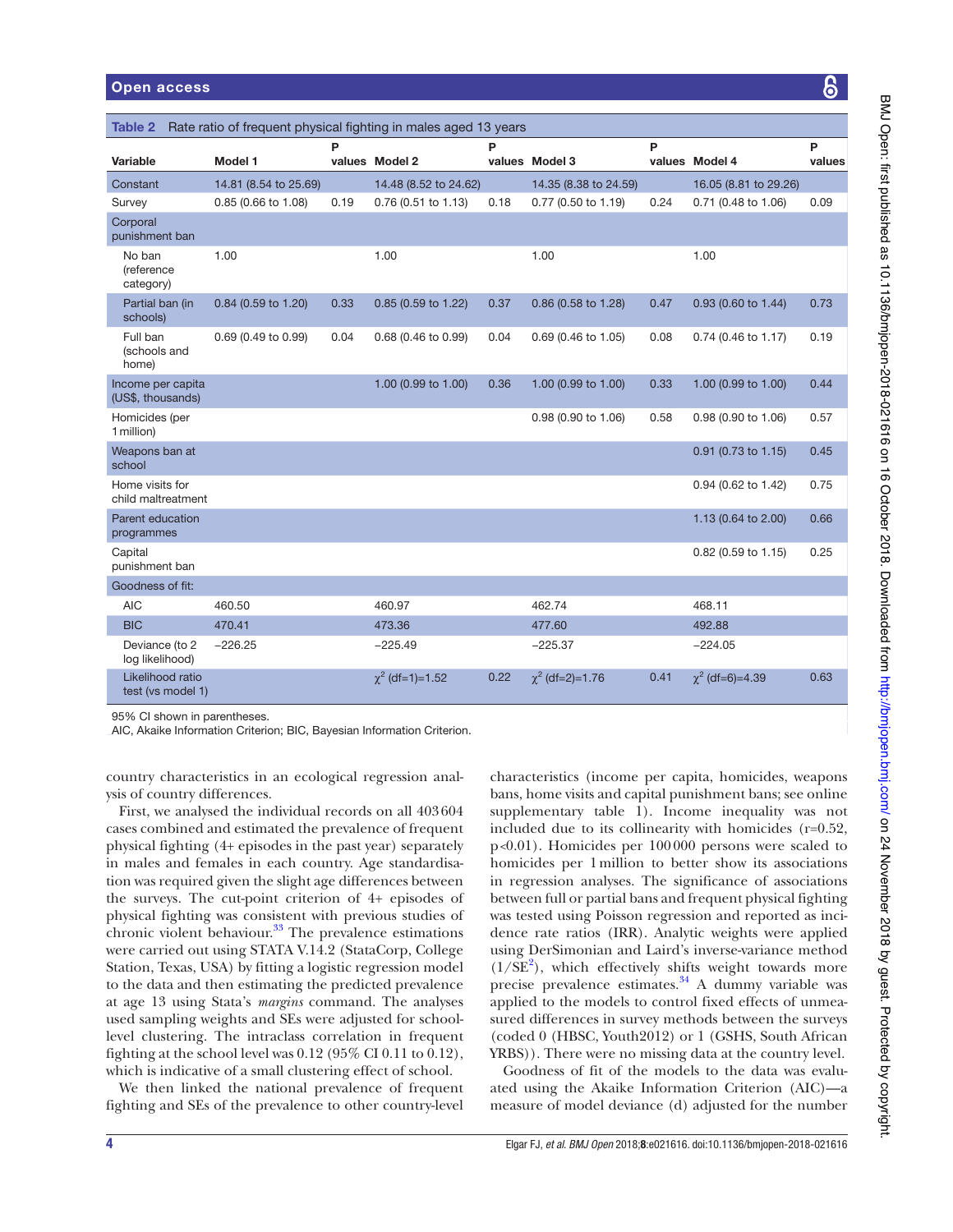**Table 2** Rate ratio of frequent physical fighting in males aged 13 years

| Variable | Model 1 | P values | Model 2 | P values | Model 3 | P values | Model 4 | P values |
|---|---|---|---|---|---|---|---|---|
| Constant | 14.81 (8.54 to 25.69) | | 14.48 (8.52 to 24.62) | | 14.35 (8.38 to 24.59) | | 16.05 (8.81 to 29.26) | |
| Survey | 0.85 (0.66 to 1.08) | 0.19 | 0.76 (0.51 to 1.13) | 0.18 | 0.77 (0.50 to 1.19) | 0.24 | 0.71 (0.48 to 1.06) | 0.09 |
| Corporal punishment ban | | | | | | | | |
| No ban (reference category) | 1.00 | | 1.00 | | 1.00 | | 1.00 | |
| Partial ban (in schools) | 0.84 (0.59 to 1.20) | 0.33 | 0.85 (0.59 to 1.22) | 0.37 | 0.86 (0.58 to 1.28) | 0.47 | 0.93 (0.60 to 1.44) | 0.73 |
| Full ban (schools and home) | 0.69 (0.49 to 0.99) | 0.04 | 0.68 (0.46 to 0.99) | 0.04 | 0.69 (0.46 to 1.05) | 0.08 | 0.74 (0.46 to 1.17) | 0.19 |
| Income per capita (US$, thousands) | | | 1.00 (0.99 to 1.00) | 0.36 | 1.00 (0.99 to 1.00) | 0.33 | 1.00 (0.99 to 1.00) | 0.44 |
| Homicides (per 1 million) | | | | | 0.98 (0.90 to 1.06) | 0.58 | 0.98 (0.90 to 1.06) | 0.57 |
| Weapons ban at school | | | | | | | 0.91 (0.73 to 1.15) | 0.45 |
| Home visits for child maltreatment | | | | | | | 0.94 (0.62 to 1.42) | 0.75 |
| Parent education programmes | | | | | | | 1.13 (0.64 to 2.00) | 0.66 |
| Capital punishment ban | | | | | | | 0.82 (0.59 to 1.15) | 0.25 |
| Goodness of fit: | | | | | | | | |
| AIC | 460.50 | | 460.97 | | 462.74 | | 468.11 | |
| BIC | 470.41 | | 473.36 | | 477.60 | | 492.88 | |
| Deviance (to 2 log likelihood) | −226.25 | | −225.49 | | −225.37 | | −224.05 | |
| Likelihood ratio test (vs model 1) | | | $\chi^2$ (df=1)=1.52 | 0.22 | $\chi^2$ (df=2)=1.76 | 0.41 | $\chi^2$ (df=6)=4.39 | 0.63 |

95% CI shown in parentheses.

AIC, Akaike Information Criterion; BIC, Bayesian Information Criterion.

country characteristics in an ecological regression analysis of country differences.

First, we analysed the individual records on all 403 604 cases combined and estimated the prevalence of frequent physical fighting (4+ episodes in the past year) separately in males and females in each country. Age standardisation was required given the slight age differences between the surveys. The cut-point criterion of 4+ episodes of physical fighting was consistent with previous studies of chronic violent behaviour.[33] The prevalence estimations were carried out using STATA V.14.2 (StataCorp, College Station, Texas, USA) by fitting a logistic regression model to the data and then estimating the predicted prevalence at age 13 using Stata's *margins* command. The analyses used sampling weights and SEs were adjusted for school-level clustering. The intraclass correlation in frequent fighting at the school level was 0.12 (95% CI 0.11 to 0.12), which is indicative of a small clustering effect of school.

We then linked the national prevalence of frequent fighting and SEs of the prevalence to other country-level characteristics (income per capita, homicides, weapons bans, home visits and capital punishment bans; see online supplementary table 1). Income inequality was not included due to its collinearity with homicides (r=0.52, p<0.01). Homicides per 100 000 persons were scaled to homicides per 1 million to better show its associations in regression analyses. The significance of associations between full or partial bans and frequent physical fighting was tested using Poisson regression and reported as incidence rate ratios (IRR). Analytic weights were applied using DerSimonian and Laird's inverse-variance method ($1/SE^2$), which effectively shifts weight towards more precise prevalence estimates.[34] A dummy variable was applied to the models to control fixed effects of unmeasured differences in survey methods between the surveys (coded 0 (HBSC, Youth2012) or 1 (GSHS, South African YRBS)). There were no missing data at the country level.

Goodness of fit of the models to the data was evaluated using the Akaike Information Criterion (AIC)—a measure of model deviance (d) adjusted for the number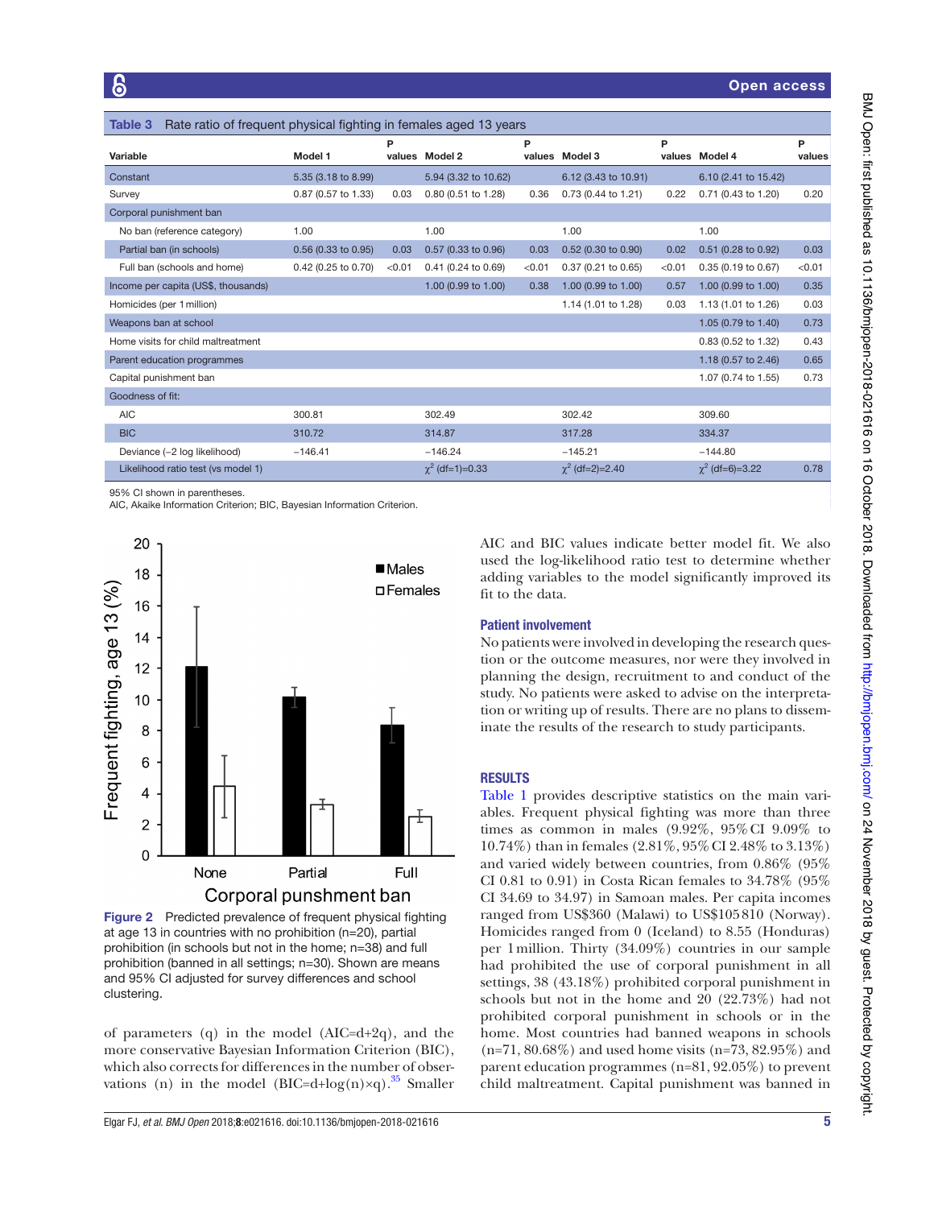**Table 3** Rate ratio of frequent physical fighting in females aged 13 years

| Variable | Model 1 | P values | Model 2 | P values | Model 3 | P values | Model 4 | P values |
|---|---|---|---|---|---|---|---|---|
| Constant | 5.35 (3.18 to 8.99) | | 5.94 (3.32 to 10.62) | | 6.12 (3.43 to 10.91) | | 6.10 (2.41 to 15.42) | |
| Survey | 0.87 (0.57 to 1.33) | 0.03 | 0.80 (0.51 to 1.28) | 0.36 | 0.73 (0.44 to 1.21) | 0.22 | 0.71 (0.43 to 1.20) | 0.20 |
| Corporal punishment ban | | | | | | | | |
| No ban (reference category) | 1.00 | | 1.00 | | 1.00 | | 1.00 | |
| Partial ban (in schools) | 0.56 (0.33 to 0.95) | 0.03 | 0.57 (0.33 to 0.96) | 0.03 | 0.52 (0.30 to 0.90) | 0.02 | 0.51 (0.28 to 0.92) | 0.03 |
| Full ban (schools and home) | 0.42 (0.25 to 0.70) | <0.01 | 0.41 (0.24 to 0.69) | <0.01 | 0.37 (0.21 to 0.65) | <0.01 | 0.35 (0.19 to 0.67) | <0.01 |
| Income per capita (US$, thousands) | | | 1.00 (0.99 to 1.00) | 0.38 | 1.00 (0.99 to 1.00) | 0.57 | 1.00 (0.99 to 1.00) | 0.35 |
| Homicides (per 1 million) | | | | | 1.14 (1.01 to 1.28) | 0.03 | 1.13 (1.01 to 1.26) | 0.03 |
| Weapons ban at school | | | | | | | 1.05 (0.79 to 1.40) | 0.73 |
| Home visits for child maltreatment | | | | | | | 0.83 (0.52 to 1.32) | 0.43 |
| Parent education programmes | | | | | | | 1.18 (0.57 to 2.46) | 0.65 |
| Capital punishment ban | | | | | | | 1.07 (0.74 to 1.55) | 0.73 |
| Goodness of fit: | | | | | | | | |
| AIC | 300.81 | | 302.49 | | 302.42 | | 309.60 | |
| BIC | 310.72 | | 314.87 | | 317.28 | | 334.37 | |
| Deviance (−2 log likelihood) | −146.41 | | −146.24 | | −145.21 | | −144.80 | |
| Likelihood ratio test (vs model 1) | | | $\chi^2$ (df=1)=0.33 | | $\chi^2$ (df=2)=2.40 | | $\chi^2$ (df=6)=3.22 | 0.78 |

95% CI shown in parentheses.
AIC, Akaike Information Criterion; BIC, Bayesian Information Criterion.

**Figure 2** Predicted prevalence of frequent physical fighting at age 13 in countries with no prohibition (n=20), partial prohibition (in schools but not in the home; n=38) and full prohibition (banned in all settings; n=30). Shown are means and 95% CI adjusted for survey differences and school clustering.

of parameters (q) in the model (AIC=d+2q), and the more conservative Bayesian Information Criterion (BIC), which also corrects for differences in the number of observations (n) in the model (BIC=d+log(n)×q).[35] Smaller AIC and BIC values indicate better model fit. We also used the log-likelihood ratio test to determine whether adding variables to the model significantly improved its fit to the data.

### Patient involvement

No patients were involved in developing the research question or the outcome measures, nor were they involved in planning the design, recruitment to and conduct of the study. No patients were asked to advise on the interpretation or writing up of results. There are no plans to disseminate the results of the research to study participants.

## RESULTS

Table 1 provides descriptive statistics on the main variables. Frequent physical fighting was more than three times as common in males (9.92%, 95% CI 9.09% to 10.74%) than in females (2.81%, 95% CI 2.48% to 3.13%) and varied widely between countries, from 0.86% (95% CI 0.81 to 0.91) in Costa Rican females to 34.78% (95% CI 34.69 to 34.97) in Samoan males. Per capita incomes ranged from US$360 (Malawi) to US$105 810 (Norway). Homicides ranged from 0 (Iceland) to 8.55 (Honduras) per 1 million. Thirty (34.09%) countries in our sample had prohibited the use of corporal punishment in all settings, 38 (43.18%) prohibited corporal punishment in schools but not in the home and 20 (22.73%) had not prohibited corporal punishment in schools or in the home. Most countries had banned weapons in schools (n=71, 80.68%) and used home visits (n=73, 82.95%) and parent education programmes (n=81, 92.05%) to prevent child maltreatment. Capital punishment was banned in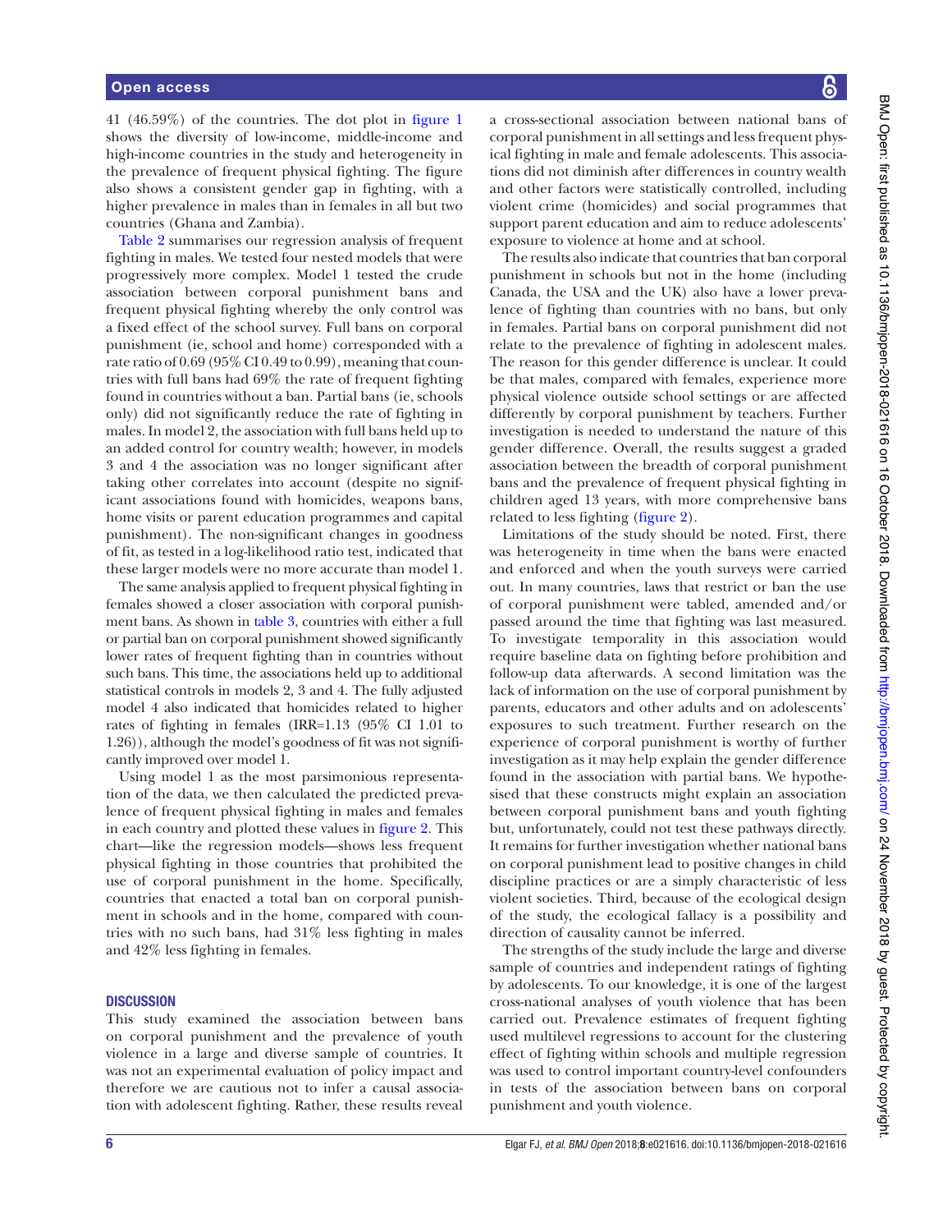41 (46.59%) of the countries. The dot plot in figure 1 shows the diversity of low-income, middle-income and high-income countries in the study and heterogeneity in the prevalence of frequent physical fighting. The figure also shows a consistent gender gap in fighting, with a higher prevalence in males than in females in all but two countries (Ghana and Zambia).

Table 2 summarises our regression analysis of frequent fighting in males. We tested four nested models that were progressively more complex. Model 1 tested the crude association between corporal punishment bans and frequent physical fighting whereby the only control was a fixed effect of the school survey. Full bans on corporal punishment (ie, school and home) corresponded with a rate ratio of 0.69 (95% CI 0.49 to 0.99), meaning that countries with full bans had 69% the rate of frequent fighting found in countries without a ban. Partial bans (ie, schools only) did not significantly reduce the rate of fighting in males. In model 2, the association with full bans held up to an added control for country wealth; however, in models 3 and 4 the association was no longer significant after taking other correlates into account (despite no significant associations found with homicides, weapons bans, home visits or parent education programmes and capital punishment). The non-significant changes in goodness of fit, as tested in a log-likelihood ratio test, indicated that these larger models were no more accurate than model 1.

The same analysis applied to frequent physical fighting in females showed a closer association with corporal punishment bans. As shown in table 3, countries with either a full or partial ban on corporal punishment showed significantly lower rates of frequent fighting than in countries without such bans. This time, the associations held up to additional statistical controls in models 2, 3 and 4. The fully adjusted model 4 also indicated that homicides related to higher rates of fighting in females (IRR=1.13 (95% CI 1.01 to 1.26)), although the model's goodness of fit was not significantly improved over model 1.

Using model 1 as the most parsimonious representation of the data, we then calculated the predicted prevalence of frequent physical fighting in each country and plotted these values in figure 2. This chart—like the regression models—shows less frequent physical fighting in those countries that prohibited the use of corporal punishment in the home. Specifically, countries that enacted a total ban on corporal punishment in schools and in the home, compared with countries with no such bans, had 31% less fighting in males and 42% less fighting in females.

## DISCUSSION

This study examined the association between bans on corporal punishment and the prevalence of youth violence in a large and diverse sample of countries. It was not an experimental evaluation of policy impact and therefore we are cautious not to infer a causal association with adolescent fighting. Rather, these results reveal a cross-sectional association between national bans of corporal punishment in all settings and less frequent physical fighting in male and female adolescents. This association did not diminish after differences in country wealth and other factors were statistically controlled, including violent crime (homicides) and social programmes that support parent education and aim to reduce adolescents' exposure to violence at home and at school.

The results also indicate that countries that ban corporal punishment in schools but not in the home (including Canada, the USA and the UK) also have a lower prevalence of fighting than countries with no bans, but only in females. Partial bans on corporal punishment did not relate to the prevalence of fighting in adolescent males. The reason for this gender difference is unclear. It could be that males, compared with females, experience more physical violence outside school settings or are affected differently by corporal punishment by teachers. Further investigation is needed to understand the nature of this gender difference. Overall, the results suggest a graded association between the breadth of corporal punishment bans and the prevalence of frequent physical fighting in children aged 13 years, with more comprehensive bans related to less fighting (figure 2).

Limitations of the study should be noted. First, there was heterogeneity in time when the bans were enacted and enforced and when the youth surveys were carried out. In many countries, laws that restrict or ban the use of corporal punishment were tabled, amended and/or passed around the time that fighting was last measured. To investigate temporality in this association would require baseline data on fighting before prohibition and follow-up data afterwards. A second limitation was the lack of information on the use of corporal punishment by parents, educators and other adults and on adolescents' exposures to such treatment. Further research on the experience of corporal punishment is worthy of further investigation as it may help explain the gender difference found in the association with partial bans. We hypothesised that these constructs might explain an association between corporal punishment bans and youth fighting but, unfortunately, could not test these pathways directly. It remains for further investigation whether national bans on corporal punishment lead to positive changes in child discipline practices or are a simply characteristic of less violent societies. Third, because of the ecological design of the study, the ecological fallacy is a possibility and direction of causality cannot be inferred.

The strengths of the study include the large and diverse sample of countries and independent ratings of fighting by adolescents. To our knowledge, it is one of the largest cross-national analyses of youth violence that has been carried out. Prevalence estimates of frequent fighting used multilevel regressions to account for the clustering effect of fighting within schools and multiple regression was used to control important country-level confounders in tests of the association between bans on corporal punishment and youth violence.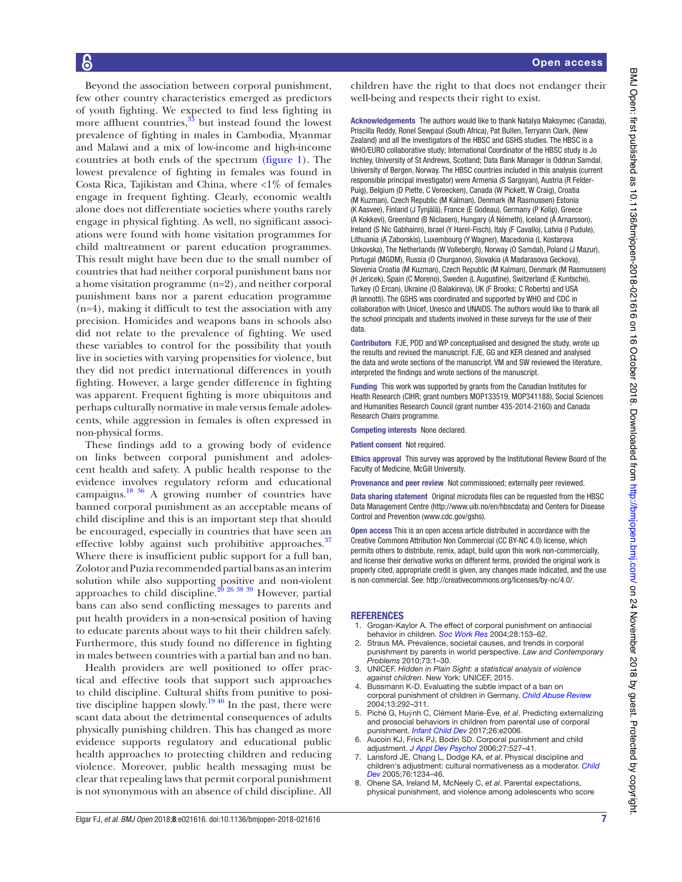Beyond the association between corporal punishment, few other country characteristics emerged as predictors of youth fighting. We expected to find less fighting in more affluent countries,[33] but instead found the lowest prevalence of fighting in males in Cambodia, Myanmar and Malawi and a mix of low-income and high-income countries at both ends of the spectrum (figure 1). The lowest prevalence of fighting in females was found in Costa Rica, Tajikistan and China, where <1% of females engage in frequent fighting. Clearly, economic wealth alone does not differentiate societies where youths rarely engage in physical fighting. As well, no significant associations were found with home visitation programmes for child maltreatment or parent education programmes. This result might have been due to the small number of countries that had neither corporal punishment bans nor a home visitation programme (n=2), and neither corporal punishment bans nor a parent education programme (n=4), making it difficult to test the association with any precision. Homicides and weapons bans in schools also did not relate to the prevalence of fighting. We used these variables to control for the possibility that youth live in societies with varying propensities for violence, but they did not predict international differences in youth fighting. However, a large gender difference in fighting was apparent. Frequent fighting is more ubiquitous and perhaps culturally normative in male versus female adolescents, while aggression in females is often expressed in non-physical forms.

These findings add to a growing body of evidence on links between corporal punishment and adolescent health and safety. A public health response to the evidence involves regulatory reform and educational campaigns.[18 36] A growing number of countries have banned corporal punishment as an acceptable means of child discipline and this is an important step that should be encouraged, especially in countries that have seen an effective lobby against such prohibitive approaches.[37] Where there is insufficient public support for a full ban, Zolotor and Puzia recommended partial bans as an interim solution while also supporting positive and non-violent approaches to child discipline.[20 26 38 39] However, partial bans can also send conflicting messages to parents and put health providers in a non-sensical position of having to educate parents about ways to hit their children safely. Furthermore, this study found no difference in fighting in males between countries with a partial ban and no ban.

Health providers are well positioned to offer practical and effective tools that support such approaches to child discipline. Cultural shifts from punitive to positive discipline happen slowly.[19 40] In the past, there were scant data about the detrimental consequences of adults physically punishing children. This has changed as more evidence supports regulatory and educational public health approaches to protecting children and reducing violence. Moreover, public health messaging must be clear that repealing laws that permit corporal punishment is not synonymous with an absence of child discipline. All children have the right to that does not endanger their well-being and respects their right to exist.

**Acknowledgements** The authors would like to thank Natalya Maksymec (Canada), Priscilla Reddy, Ronel Sewpaul (South Africa), Pat Bullen, Terryann Clark, (New Zealand) and all the investigators of the HBSC and GSHS studies. The HBSC is a WHO/EURO collaborative study; International Coordinator of the HBSC study is Jo Inchley, University of St Andrews, Scotland; Data Bank Manager is Oddrun Samdal, University of Bergen, Norway. The HBSC countries included in this analysis (current responsible principal investigator) were Armenia (S Sargsyan), Austria (R Felder-Puig), Belgium (D Piette, C Vereecken), Canada (W Pickett, W Craig), Croatia (M Kuzman), Czech Republic (M Kalman), Denmark (M Rasmussen) Estonia (K Aasvee), Finland (J Tynjälä), France (E Godeau), Germany (P Kolip), Greece (A Kokkevi), Greenland (B Niclasen), Hungary (Á Németh), Iceland (Á Arnarsson), Ireland (S Nic Gabhainn), Israel (Y Harel-Fisch), Italy (F Cavallo), Latvia (I Pudule), Lithuania (A Zaborskis), Luxembourg (Y Wagner), Macedonia (L Kostarova Unkovska), The Netherlands (W Vollebergh), Norway (O Samdal), Poland (J Mazur), Portugal (MGDM), Russia (O Churganov), Slovakia (A Madarasova Geckova), Slovenia Croatia (M Kuzman), Czech Republic (M Kalman), Denmark (M Rasmussen) (H Jericek), Spain (C Moreno), Sweden (L Augustine), Switzerland (E Kuntsche), Turkey (O Ercan), Ukraine (O Balakireva), UK (F Brooks; C Roberts) and USA (R Iannotti). The GSHS was coordinated and supported by WHO and CDC in collaboration with Unicef, Unesco and UNAIDS. The authors would like to thank all the school principals and students involved in these surveys for the use of their data.

**Contributors** FJE, PDD and WP conceptualised and designed the study, wrote up the results and revised the manuscript. FJE, GG and KER cleaned and analysed the data and wrote sections of the manuscript. VM and SW reviewed the literature, interpreted the findings and wrote sections of the manuscript.

**Funding** This work was supported by grants from the Canadian Institutes for Health Research (CIHR; grant numbers MOP133519, MOP341188), Social Sciences and Humanities Research Council (grant number 435-2014-2160) and Canada Research Chairs programme.

**Competing interests** None declared.

**Patient consent** Not required.

**Ethics approval** This survey was approved by the Institutional Review Board of the Faculty of Medicine, McGill University.

**Provenance and peer review** Not commissioned; externally peer reviewed.

**Data sharing statement** Original microdata files can be requested from the HBSC Data Management Centre (http://www.uib.no/en/hbscdata) and Centers for Disease Control and Prevention (www.cdc.gov/gshs).

**Open access** This is an open access article distributed in accordance with the Creative Commons Attribution Non Commercial (CC BY-NC 4.0) license, which permits others to distribute, remix, adapt, build upon this work non-commercially, and license their derivative works on different terms, provided the original work is properly cited, appropriate credit is given, any changes made indicated, and the use is non-commercial. See: http://creativecommons.org/licenses/by-nc/4.0/.

## REFERENCES

1. Grogan-Kaylor A. The effect of corporal punishment on antisocial behavior in children. *Soc Work Res* 2004;28:153–62.
2. Straus MA. Prevalence, societal causes, and trends in corporal punishment by parents in world perspective. *Law and Contemporary Problems* 2010;73:1–30.
3. UNICEF. *Hidden in Plain Sight: a statistical analysis of violence against children*. New York: UNICEF, 2015.
4. Bussmann K-D. Evaluating the subtle impact of a ban on corporal punishment of children in Germany. *Child Abuse Review* 2004;13:292–311.
5. Piché G, Huỳnh C, Clément Marie-Ève, *et al*. Predicting externalizing and prosocial behaviors in children from parental use of corporal punishment. *Infant Child Dev* 2017;26:e2006.
6. Aucoin KJ, Frick PJ, Bodin SD. Corporal punishment and child adjustment. *J Appl Dev Psychol* 2006;27:527–41.
7. Lansford JE, Chang L, Dodge KA, *et al*. Physical discipline and children's adjustment: cultural normativeness as a moderator. *Child Dev* 2005;76:1234–46.
8. Ohene SA, Ireland M, McNeely C, *et al*. Parental expectations, physical punishment, and violence among adolescents who score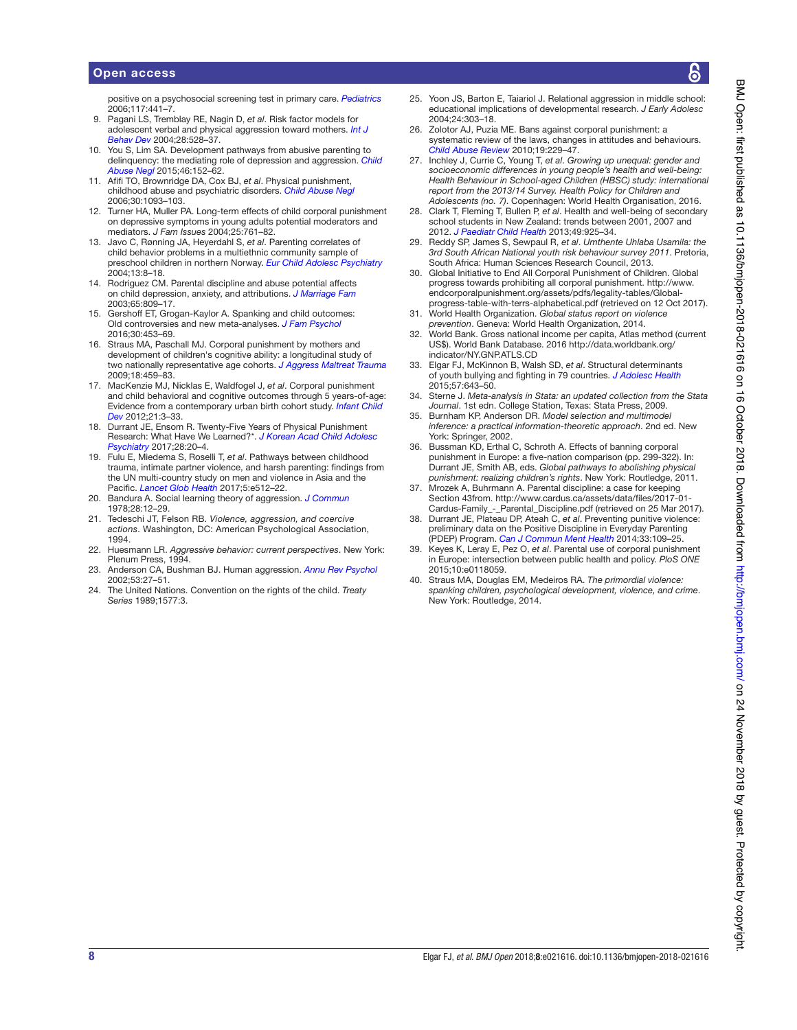positive on a psychosocial screening test in primary care. *Pediatrics* 2006;117:441–7.

9. Pagani LS, Tremblay RE, Nagin D, *et al*. Risk factor models for adolescent verbal and physical aggression toward mothers. *Int J Behav Dev* 2004;28:528–37.
10. You S, Lim SA. Development pathways from abusive parenting to delinquency: the mediating role of depression and aggression. *Child Abuse Negl* 2015;46:152–62.
11. Afifi TO, Brownridge DA, Cox BJ, *et al*. Physical punishment, childhood abuse and psychiatric disorders. *Child Abuse Negl* 2006;30:1093–103.
12. Turner HA, Muller PA. Long-term effects of child corporal punishment on depressive symptoms in young adults potential moderators and mediators. *J Fam Issues* 2004;25:761–82.
13. Javo C, Rønning JA, Heyerdahl S, *et al*. Parenting correlates of child behavior problems in a multiethnic community sample of preschool children in northern Norway. *Eur Child Adolesc Psychiatry* 2004;13:8–18.
14. Rodriguez CM. Parental discipline and abuse potential affects on child depression, anxiety, and attributions. *J Marriage Fam* 2003;65:809–17.
15. Gershoff ET, Grogan-Kaylor A. Spanking and child outcomes: Old controversies and new meta-analyses. *J Fam Psychol* 2016;30:453–69.
16. Straus MA, Paschall MJ. Corporal punishment by mothers and development of children's cognitive ability: a longitudinal study of two nationally representative age cohorts. *J Aggress Maltreat Trauma* 2009;18:459–83.
17. MacKenzie MJ, Nicklas E, Waldfogel J, *et al*. Corporal punishment and child behavioral and cognitive outcomes through 5 years-of-age: Evidence from a contemporary urban birth cohort study. *Infant Child Dev* 2012;21:3–33.
18. Durrant JE, Ensom R. Twenty-Five Years of Physical Punishment Research: What Have We Learned?*. *J Korean Acad Child Adolesc Psychiatry* 2017;28:20–4.
19. Fulu E, Miedema S, Roselli T, *et al*. Pathways between childhood trauma, intimate partner violence, and harsh parenting: findings from the UN multi-country study on men and violence in Asia and the Pacific. *Lancet Glob Health* 2017;5:e512–22.
20. Bandura A. Social learning theory of aggression. *J Commun* 1978;28:12–29.
21. Tedeschi JT, Felson RB. *Violence, aggression, and coercive actions*. Washington, DC: American Psychological Association, 1994.
22. Huesmann LR. *Aggressive behavior: current perspectives*. New York: Plenum Press, 1994.
23. Anderson CA, Bushman BJ. Human aggression. *Annu Rev Psychol* 2002;53:27–51.
24. The United Nations. Convention on the rights of the child. *Treaty Series* 1989;1577:3.
25. Yoon JS, Barton E, Taiariol J. Relational aggression in middle school: educational implications of developmental research. *J Early Adolesc* 2004;24:303–18.
26. Zolotor AJ, Puzia ME. Bans against corporal punishment: a systematic review of the laws, changes in attitudes and behaviours. *Child Abuse Review* 2010;19:229–47.
27. Inchley J, Currie C, Young T, *et al*. *Growing up unequal: gender and socioeconomic differences in young people's health and well-being: Health Behaviour in School-aged Children (HBSC) study: international report from the 2013/14 Survey. Health Policy for Children and Adolescents (no. 7)*. Copenhagen: World Health Organisation, 2016.
28. Clark T, Fleming T, Bullen P, *et al*. Health and well-being of secondary school students in New Zealand: trends between 2001, 2007 and 2012. *J Paediatr Child Health* 2013;49:925–34.
29. Reddy SP, James S, Sewpaul R, *et al*. *Umthente Uhlaba Usamila: the 3rd South African National youth risk behaviour survey 2011*. Pretoria, South Africa: Human Sciences Research Council, 2013.
30. Global Initiative to End All Corporal Punishment of Children. Global progress towards prohibiting all corporal punishment. http://www.endcorporalpunishment.org/assets/pdfs/legality-tables/Global-progress-table-with-terrs-alphabetical.pdf (retrieved on 12 Oct 2017).
31. World Health Organization. *Global status report on violence prevention*. Geneva: World Health Organization, 2014.
32. World Bank. Gross national income per capita, Atlas method (current US$). World Bank Database. 2016 http://data.worldbank.org/indicator/NY.GNP.ATLS.CD
33. Elgar FJ, McKinnon B, Walsh SD, *et al*. Structural determinants of youth bullying and fighting in 79 countries. *J Adolesc Health* 2015;57:643–50.
34. Sterne J. *Meta-analysis in Stata: an updated collection from the Stata Journal*. 1st edn. College Station, Texas: Stata Press, 2009.
35. Burnham KP, Anderson DR. *Model selection and multimodel inference: a practical information-theoretic approach*. 2nd ed. New York: Springer, 2002.
36. Bussman KD, Erthal C, Schroth A. Effects of banning corporal punishment in Europe: a five-nation comparison (pp. 299-322). In: Durrant JE, Smith AB, eds. *Global pathways to abolishing physical punishment: realizing children's rights*. New York: Routledge, 2011.
37. Mrozek A, Buhrmann A. Parental discipline: a case for keeping Section 43from. http://www.cardus.ca/assets/data/files/2017-01-Cardus-Family_-_Parental_Discipline.pdf (retrieved on 25 Mar 2017).
38. Durrant JE, Plateau DP, Ateah C, *et al*. Preventing punitive violence: preliminary data on the Positive Discipline in Everyday Parenting (PDEP) Program. *Can J Commun Ment Health* 2014;33:109–25.
39. Keyes K, Leray E, Pez O, *et al*. Parental use of corporal punishment in Europe: intersection between public health and policy. *PloS ONE* 2015;10:e0118059.
40. Straus MA, Douglas EM, Medeiros RA. *The primordial violence: spanking children, psychological development, violence, and crime*. New York: Routledge, 2014.